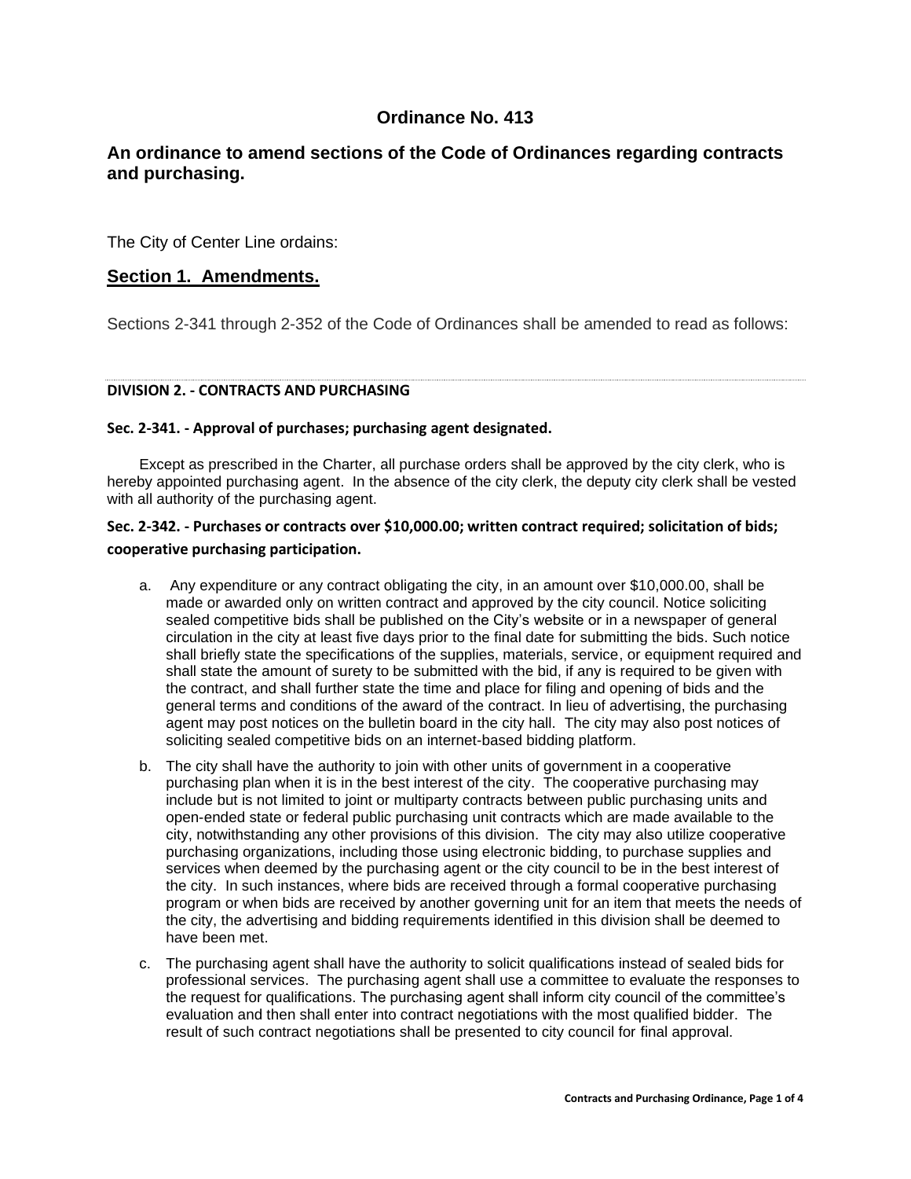# Ordinance No. 413

## An ordinance to amend sections of the Code of Ordinances regarding contracts and purchasing.

The City of Center Line ordains:

## Section 1. Amendments.

Sections 2-341 through 2-352 of the Code of Ordinances shall be amended to read as follows:

---

**DIVISION 2. - CONTRACTS AND PURCHASING**

**Sec. 2-341. - Approval of purchases; purchasing agent designated.**

Except as prescribed in the Charter, all purchase orders shall be approved by the city clerk, who is hereby appointed purchasing agent. In the absence of the city clerk, the deputy city clerk shall be vested with all authority of the purchasing agent.

**Sec. 2-342. - Purchases or contracts over $10,000.00; written contract required; solicitation of bids; cooperative purchasing participation.**

a. Any expenditure or any contract obligating the city, in an amount over $10,000.00, shall be made or awarded only on written contract and approved by the city council. Notice soliciting sealed competitive bids shall be published on the City's website or in a newspaper of general circulation in the city at least five days prior to the final date for submitting the bids. Such notice shall briefly state the specifications of the supplies, materials, service, or equipment required and shall state the amount of surety to be submitted with the bid, if any is required to be given with the contract, and shall further state the time and place for filing and opening of bids and the general terms and conditions of the award of the contract. In lieu of advertising, the purchasing agent may post notices on the bulletin board in the city hall. The city may also post notices of soliciting sealed competitive bids on an internet-based bidding platform.

b. The city shall have the authority to join with other units of government in a cooperative purchasing plan when it is in the best interest of the city. The cooperative purchasing may include but is not limited to joint or multiparty contracts between public purchasing units and open-ended state or federal public purchasing unit contracts which are made available to the city, notwithstanding any other provisions of this division. The city may also utilize cooperative purchasing organizations, including those using electronic bidding, to purchase supplies and services when deemed by the purchasing agent or the city council to be in the best interest of the city. In such instances, where bids are received through a formal cooperative purchasing program or when bids are received by another governing unit for an item that meets the needs of the city, the advertising and bidding requirements identified in this division shall be deemed to have been met.

c. The purchasing agent shall have the authority to solicit qualifications instead of sealed bids for professional services. The purchasing agent shall use a committee to evaluate the responses to the request for qualifications. The purchasing agent shall inform city council of the committee's evaluation and then shall enter into contract negotiations with the most qualified bidder. The result of such contract negotiations shall be presented to city council for final approval.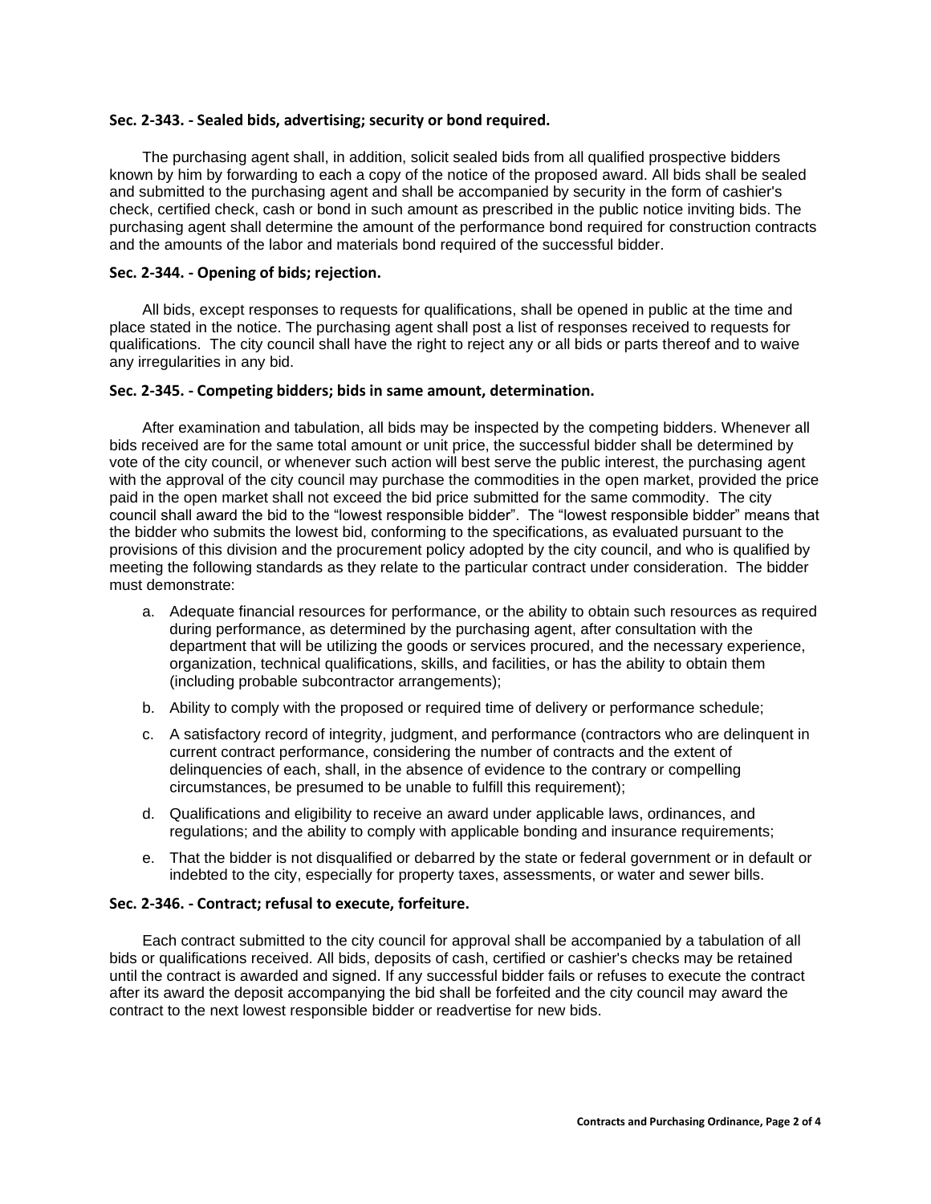### Sec. 2-343. - Sealed bids, advertising; security or bond required.

The purchasing agent shall, in addition, solicit sealed bids from all qualified prospective bidders known by him by forwarding to each a copy of the notice of the proposed award. All bids shall be sealed and submitted to the purchasing agent and shall be accompanied by security in the form of cashier's check, certified check, cash or bond in such amount as prescribed in the public notice inviting bids. The purchasing agent shall determine the amount of the performance bond required for construction contracts and the amounts of the labor and materials bond required of the successful bidder.

### Sec. 2-344. - Opening of bids; rejection.

All bids, except responses to requests for qualifications, shall be opened in public at the time and place stated in the notice. The purchasing agent shall post a list of responses received to requests for qualifications. The city council shall have the right to reject any or all bids or parts thereof and to waive any irregularities in any bid.

### Sec. 2-345. - Competing bidders; bids in same amount, determination.

After examination and tabulation, all bids may be inspected by the competing bidders. Whenever all bids received are for the same total amount or unit price, the successful bidder shall be determined by vote of the city council, or whenever such action will best serve the public interest, the purchasing agent with the approval of the city council may purchase the commodities in the open market, provided the price paid in the open market shall not exceed the bid price submitted for the same commodity. The city council shall award the bid to the "lowest responsible bidder". The "lowest responsible bidder" means that the bidder who submits the lowest bid, conforming to the specifications, as evaluated pursuant to the provisions of this division and the procurement policy adopted by the city council, and who is qualified by meeting the following standards as they relate to the particular contract under consideration. The bidder must demonstrate:

a. Adequate financial resources for performance, or the ability to obtain such resources as required during performance, as determined by the purchasing agent, after consultation with the department that will be utilizing the goods or services procured, and the necessary experience, organization, technical qualifications, skills, and facilities, or has the ability to obtain them (including probable subcontractor arrangements);

b. Ability to comply with the proposed or required time of delivery or performance schedule;

c. A satisfactory record of integrity, judgment, and performance (contractors who are delinquent in current contract performance, considering the number of contracts and the extent of delinquencies of each, shall, in the absence of evidence to the contrary or compelling circumstances, be presumed to be unable to fulfill this requirement);

d. Qualifications and eligibility to receive an award under applicable laws, ordinances, and regulations; and the ability to comply with applicable bonding and insurance requirements;

e. That the bidder is not disqualified or debarred by the state or federal government or in default or indebted to the city, especially for property taxes, assessments, or water and sewer bills.

### Sec. 2-346. - Contract; refusal to execute, forfeiture.

Each contract submitted to the city council for approval shall be accompanied by a tabulation of all bids or qualifications received. All bids, deposits of cash, certified or cashier's checks may be retained until the contract is awarded and signed. If any successful bidder fails or refuses to execute the contract after its award the deposit accompanying the bid shall be forfeited and the city council may award the contract to the next lowest responsible bidder or readvertise for new bids.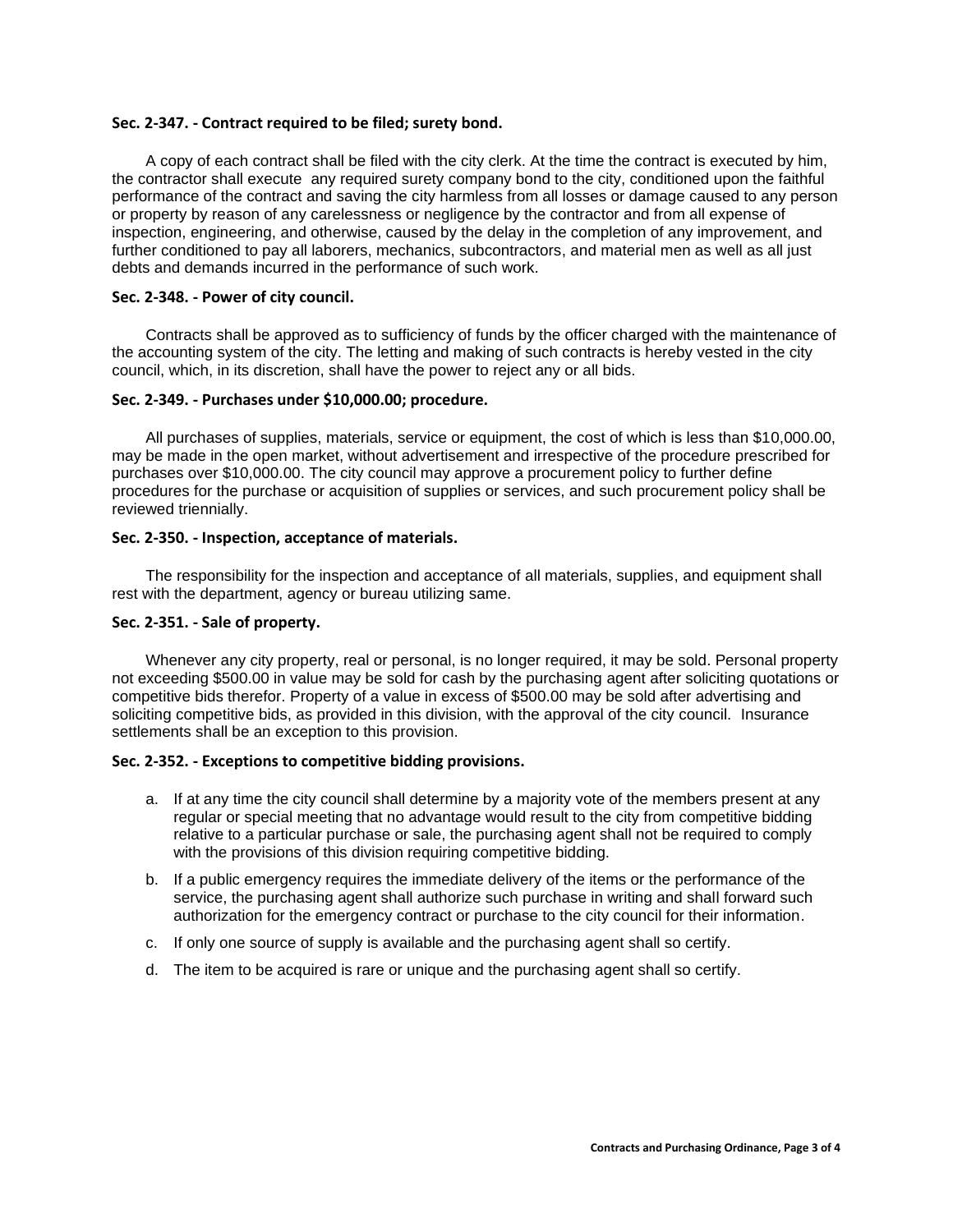**Sec. 2-347. - Contract required to be filed; surety bond.**

A copy of each contract shall be filed with the city clerk. At the time the contract is executed by him, the contractor shall execute any required surety company bond to the city, conditioned upon the faithful performance of the contract and saving the city harmless from all losses or damage caused to any person or property by reason of any carelessness or negligence by the contractor and from all expense of inspection, engineering, and otherwise, caused by the delay in the completion of any improvement, and further conditioned to pay all laborers, mechanics, subcontractors, and material men as well as all just debts and demands incurred in the performance of such work.

**Sec. 2-348. - Power of city council.**

Contracts shall be approved as to sufficiency of funds by the officer charged with the maintenance of the accounting system of the city. The letting and making of such contracts is hereby vested in the city council, which, in its discretion, shall have the power to reject any or all bids.

**Sec. 2-349. - Purchases under $10,000.00; procedure.**

All purchases of supplies, materials, service or equipment, the cost of which is less than $10,000.00, may be made in the open market, without advertisement and irrespective of the procedure prescribed for purchases over $10,000.00. The city council may approve a procurement policy to further define procedures for the purchase or acquisition of supplies or services, and such procurement policy shall be reviewed triennially.

**Sec. 2-350. - Inspection, acceptance of materials.**

The responsibility for the inspection and acceptance of all materials, supplies, and equipment shall rest with the department, agency or bureau utilizing same.

**Sec. 2-351. - Sale of property.**

Whenever any city property, real or personal, is no longer required, it may be sold. Personal property not exceeding $500.00 in value may be sold for cash by the purchasing agent after soliciting quotations or competitive bids therefor. Property of a value in excess of $500.00 may be sold after advertising and soliciting competitive bids, as provided in this division, with the approval of the city council. Insurance settlements shall be an exception to this provision.

**Sec. 2-352. - Exceptions to competitive bidding provisions.**

a. If at any time the city council shall determine by a majority vote of the members present at any regular or special meeting that no advantage would result to the city from competitive bidding relative to a particular purchase or sale, the purchasing agent shall not be required to comply with the provisions of this division requiring competitive bidding.

b. If a public emergency requires the immediate delivery of the items or the performance of the service, the purchasing agent shall authorize such purchase in writing and shall forward such authorization for the emergency contract or purchase to the city council for their information.

c. If only one source of supply is available and the purchasing agent shall so certify.

d. The item to be acquired is rare or unique and the purchasing agent shall so certify.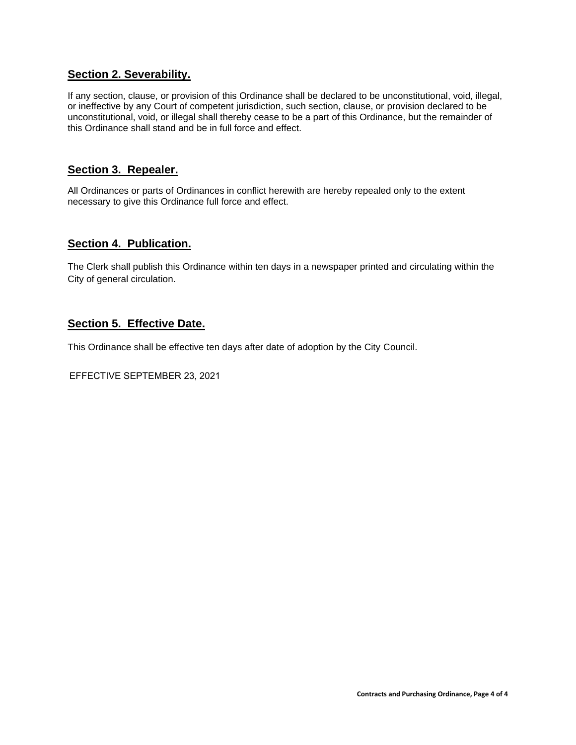## Section 2. Severability.

If any section, clause, or provision of this Ordinance shall be declared to be unconstitutional, void, illegal, or ineffective by any Court of competent jurisdiction, such section, clause, or provision declared to be unconstitutional, void, or illegal shall thereby cease to be a part of this Ordinance, but the remainder of this Ordinance shall stand and be in full force and effect.

## Section 3. Repealer.

All Ordinances or parts of Ordinances in conflict herewith are hereby repealed only to the extent necessary to give this Ordinance full force and effect.

## Section 4. Publication.

The Clerk shall publish this Ordinance within ten days in a newspaper printed and circulating within the City of general circulation.

## Section 5. Effective Date.

This Ordinance shall be effective ten days after date of adoption by the City Council.

EFFECTIVE SEPTEMBER 23, 2021